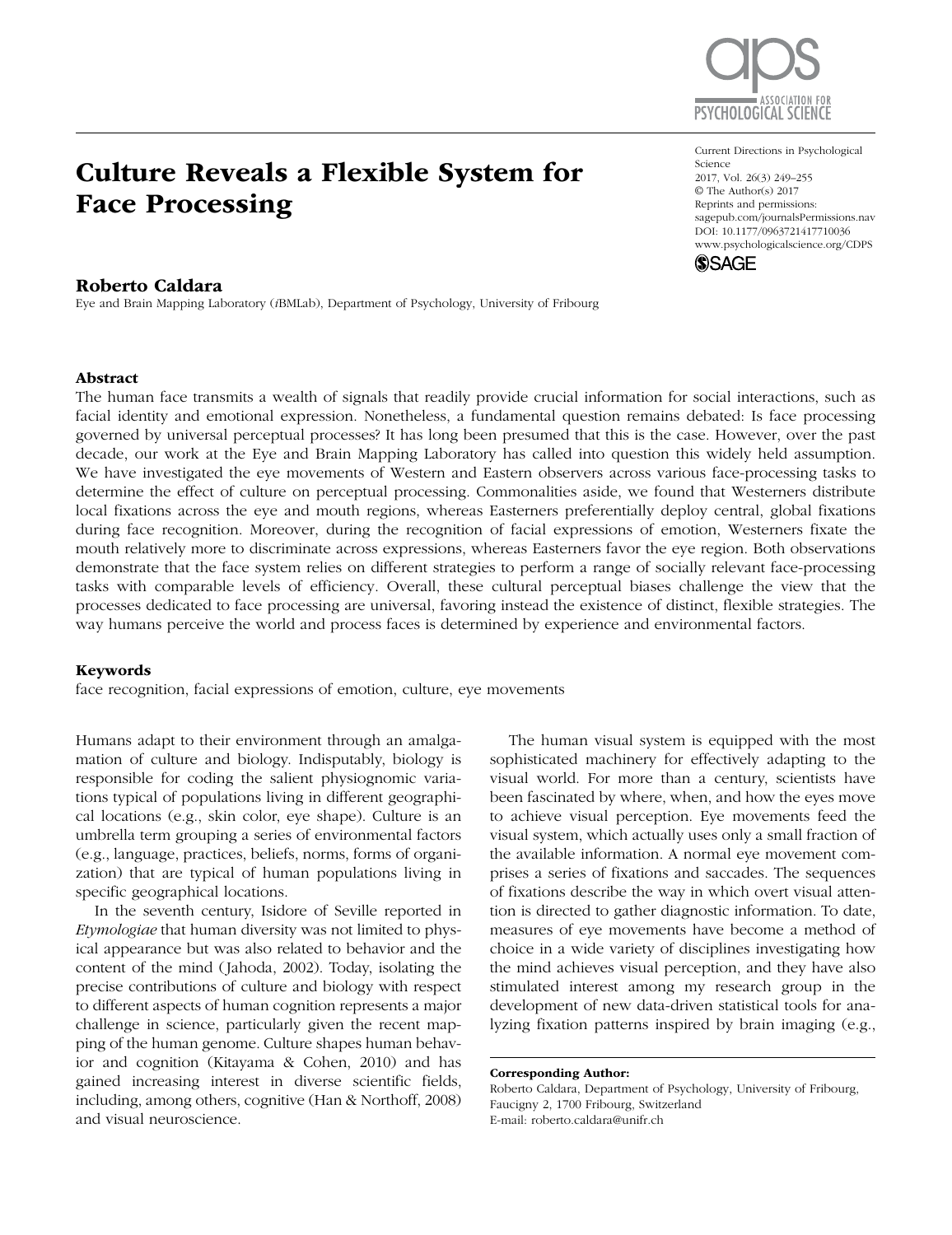# Culture Reveals a Flexible System for Face Processing

Current Directions in Psychological Science
2017, Vol. 26(3) 249–255
© The Author(s) 2017
Reprints and permissions: sagepub.com/journalsPermissions.nav
DOI: 10.1177/0963721417710036
www.psychologicalscience.org/CDPS

**Roberto Caldara**

Eye and Brain Mapping Laboratory (*i*BMLab), Department of Psychology, University of Fribourg

## Abstract

The human face transmits a wealth of signals that readily provide crucial information for social interactions, such as facial identity and emotional expression. Nonetheless, a fundamental question remains debated: Is face processing governed by universal perceptual processes? It has long been presumed that this is the case. However, over the past decade, our work at the Eye and Brain Mapping Laboratory has called into question this widely held assumption. We have investigated the eye movements of Western and Eastern observers across various face-processing tasks to determine the effect of culture on perceptual processing. Commonalities aside, we found that Westerners distribute local fixations across the eye and mouth regions, whereas Easterners preferentially deploy central, global fixations during face recognition. Moreover, during the recognition of facial expressions of emotion, Westerners fixate the mouth relatively more to discriminate across expressions, whereas Easterners favor the eye region. Both observations demonstrate that the face system relies on different strategies to perform a range of socially relevant face-processing tasks with comparable levels of efficiency. Overall, these cultural perceptual biases challenge the view that the processes dedicated to face processing are universal, favoring instead the existence of distinct, flexible strategies. The way humans perceive the world and process faces is determined by experience and environmental factors.

## Keywords

face recognition, facial expressions of emotion, culture, eye movements

Humans adapt to their environment through an amalgamation of culture and biology. Indisputably, biology is responsible for coding the salient physiognomic variations typical of populations living in different geographical locations (e.g., skin color, eye shape). Culture is an umbrella term grouping a series of environmental factors (e.g., language, practices, beliefs, norms, forms of organization) that are typical of human populations living in specific geographical locations.

In the seventh century, Isidore of Seville reported in *Etymologiae* that human diversity was not limited to physical appearance but was also related to behavior and the content of the mind (Jahoda, 2002). Today, isolating the precise contributions of culture and biology with respect to different aspects of human cognition represents a major challenge in science, particularly given the recent mapping of the human genome. Culture shapes human behavior and cognition (Kitayama & Cohen, 2010) and has gained increasing interest in diverse scientific fields, including, among others, cognitive (Han & Northoff, 2008) and visual neuroscience.

The human visual system is equipped with the most sophisticated machinery for effectively adapting to the visual world. For more than a century, scientists have been fascinated by where, when, and how the eyes move to achieve visual perception. Eye movements feed the visual system, which actually uses only a small fraction of the available information. A normal eye movement comprises a series of fixations and saccades. The sequences of fixations describe the way in which overt visual attention is directed to gather diagnostic information. To date, measures of eye movements have become a method of choice in a wide variety of disciplines investigating how the mind achieves visual perception, and they have also stimulated interest among my research group in the development of new data-driven statistical tools for analyzing fixation patterns inspired by brain imaging (e.g.,

**Corresponding Author:**
Roberto Caldara, Department of Psychology, University of Fribourg, Faucigny 2, 1700 Fribourg, Switzerland
E-mail: roberto.caldara@unifr.ch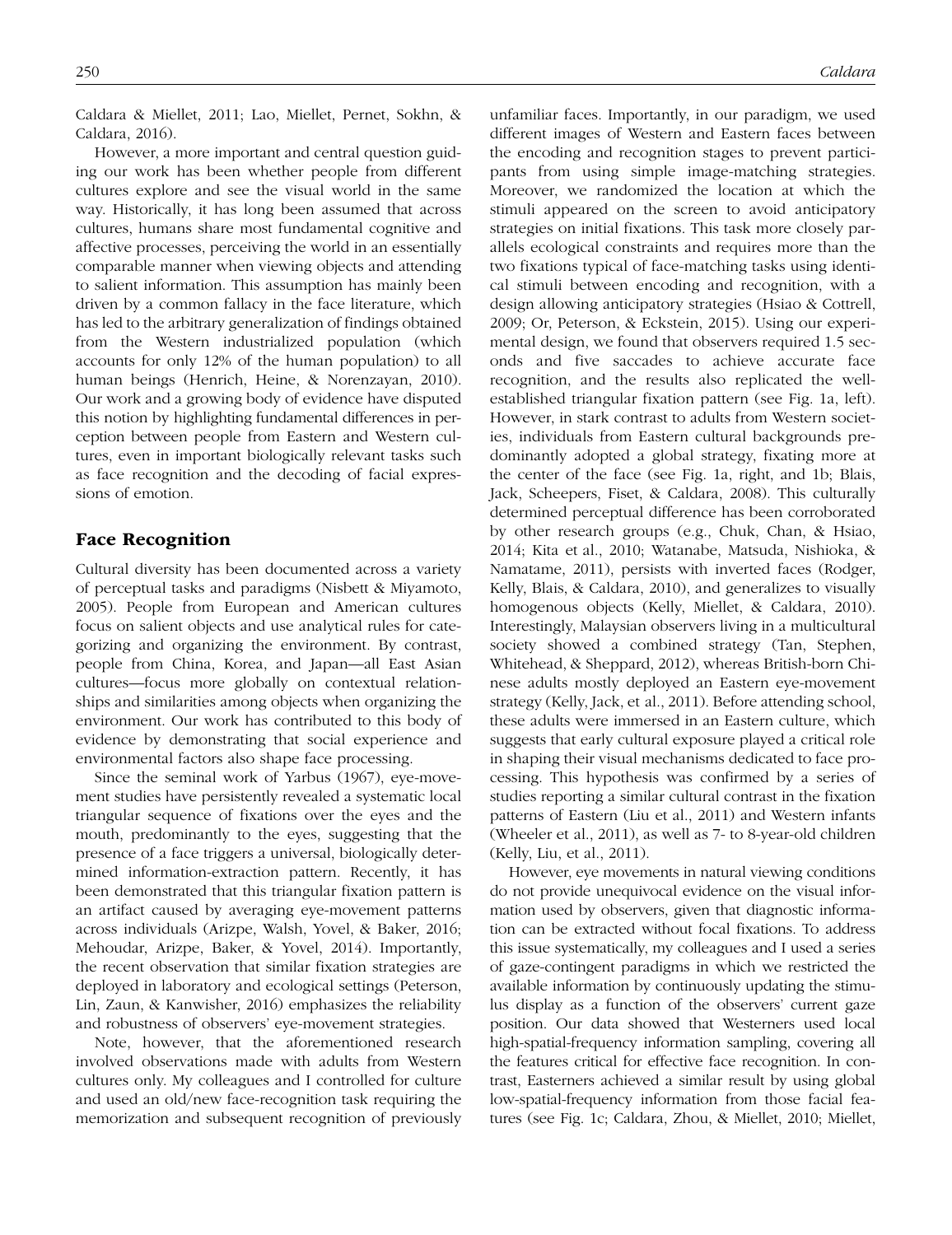Caldara & Miellet, 2011; Lao, Miellet, Pernet, Sokhn, & Caldara, 2016).

However, a more important and central question guiding our work has been whether people from different cultures explore and see the visual world in the same way. Historically, it has long been assumed that across cultures, humans share most fundamental cognitive and affective processes, perceiving the world in an essentially comparable manner when viewing objects and attending to salient information. This assumption has mainly been driven by a common fallacy in the face literature, which has led to the arbitrary generalization of findings obtained from the Western industrialized population (which accounts for only 12% of the human population) to all human beings (Henrich, Heine, & Norenzayan, 2010). Our work and a growing body of evidence have disputed this notion by highlighting fundamental differences in perception between people from Eastern and Western cultures, even in important biologically relevant tasks such as face recognition and the decoding of facial expressions of emotion.

## Face Recognition

Cultural diversity has been documented across a variety of perceptual tasks and paradigms (Nisbett & Miyamoto, 2005). People from European and American cultures focus on salient objects and use analytical rules for categorizing and organizing the environment. By contrast, people from China, Korea, and Japan—all East Asian cultures—focus more globally on contextual relationships and similarities among objects when organizing the environment. Our work has contributed to this body of evidence by demonstrating that social experience and environmental factors also shape face processing.

Since the seminal work of Yarbus (1967), eye-movement studies have persistently revealed a systematic local triangular sequence of fixations over the eyes and the mouth, predominantly to the eyes, suggesting that the presence of a face triggers a universal, biologically determined information-extraction pattern. Recently, it has been demonstrated that this triangular fixation pattern is an artifact caused by averaging eye-movement patterns across individuals (Arizpe, Walsh, Yovel, & Baker, 2016; Mehoudar, Arizpe, Baker, & Yovel, 2014). Importantly, the recent observation that similar fixation strategies are deployed in laboratory and ecological settings (Peterson, Lin, Zaun, & Kanwisher, 2016) emphasizes the reliability and robustness of observers' eye-movement strategies.

Note, however, that the aforementioned research involved observations made with adults from Western cultures only. My colleagues and I controlled for culture and used an old/new face-recognition task requiring the memorization and subsequent recognition of previously unfamiliar faces. Importantly, in our paradigm, we used different images of Western and Eastern faces between the encoding and recognition stages to prevent participants from using simple image-matching strategies. Moreover, we randomized the location at which the stimuli appeared on the screen to avoid anticipatory strategies on initial fixations. This task more closely parallels ecological constraints and requires more than the two fixations typical of face-matching tasks using identical stimuli between encoding and recognition, with a design allowing anticipatory strategies (Hsiao & Cottrell, 2009; Or, Peterson, & Eckstein, 2015). Using our experimental design, we found that observers required 1.5 seconds and five saccades to achieve accurate face recognition, and the results also replicated the well-established triangular fixation pattern (see Fig. 1a, left). However, in stark contrast to adults from Western societies, individuals from Eastern cultural backgrounds predominantly adopted a global strategy, fixating more at the center of the face (see Fig. 1a, right, and 1b; Blais, Jack, Scheepers, Fiset, & Caldara, 2008). This culturally determined perceptual difference has been corroborated by other research groups (e.g., Chuk, Chan, & Hsiao, 2014; Kita et al., 2010; Watanabe, Matsuda, Nishioka, & Namatame, 2011), persists with inverted faces (Rodger, Kelly, Blais, & Caldara, 2010), and generalizes to visually homogenous objects (Kelly, Miellet, & Caldara, 2010). Interestingly, Malaysian observers living in a multicultural society showed a combined strategy (Tan, Stephen, Whitehead, & Sheppard, 2012), whereas British-born Chinese adults mostly deployed an Eastern eye-movement strategy (Kelly, Jack, et al., 2011). Before attending school, these adults were immersed in an Eastern culture, which suggests that early cultural exposure played a critical role in shaping their visual mechanisms dedicated to face processing. This hypothesis was confirmed by a series of studies reporting a similar cultural contrast in the fixation patterns of Eastern (Liu et al., 2011) and Western infants (Wheeler et al., 2011), as well as 7- to 8-year-old children (Kelly, Liu, et al., 2011).

However, eye movements in natural viewing conditions do not provide unequivocal evidence on the visual information used by observers, given that diagnostic information can be extracted without focal fixations. To address this issue systematically, my colleagues and I used a series of gaze-contingent paradigms in which we restricted the available information by continuously updating the stimulus display as a function of the observers' current gaze position. Our data showed that Westerners used local high-spatial-frequency information sampling, covering all the features critical for effective face recognition. In contrast, Easterners achieved a similar result by using global low-spatial-frequency information from those facial features (see Fig. 1c; Caldara, Zhou, & Miellet, 2010; Miellet,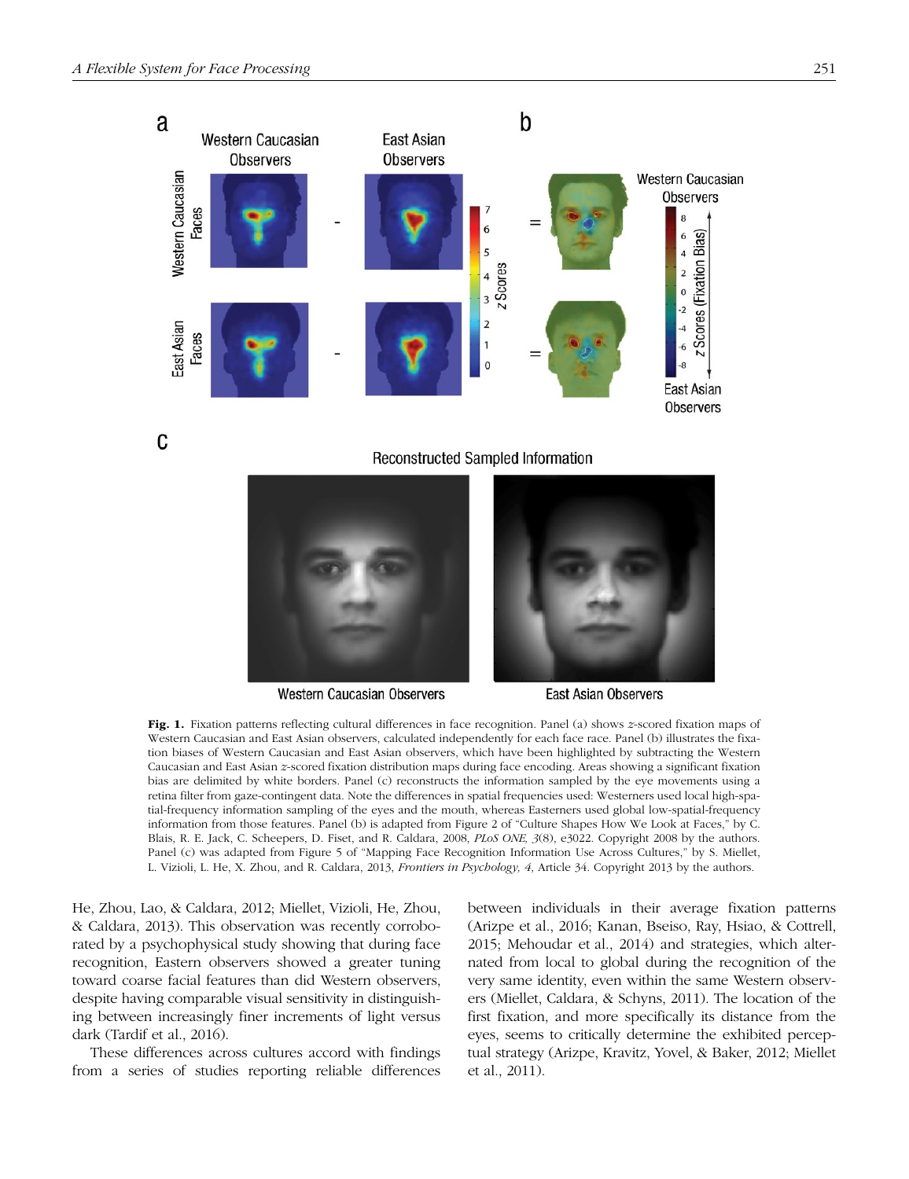**Fig. 1.** Fixation patterns reflecting cultural differences in face recognition. Panel (a) shows *z*-scored fixation maps of Western Caucasian and East Asian observers, calculated independently for each face race. Panel (b) illustrates the fixation biases of Western Caucasian and East Asian observers, which have been highlighted by subtracting the Western Caucasian and East Asian *z*-scored fixation distribution maps during face encoding. Areas showing a significant fixation bias are delimited by white borders. Panel (c) reconstructs the information sampled by the eye movements using a retina filter from gaze-contingent data. Note the differences in spatial frequencies used: Westerners used local high-spatial-frequency information sampling of the eyes and the mouth, whereas Easterners used global low-spatial-frequency information from those features. Panel (b) is adapted from Figure 2 of "Culture Shapes How We Look at Faces," by C. Blais, R. E. Jack, C. Scheepers, D. Fiset, and R. Caldara, 2008, *PLoS ONE, 3*(8), e3022. Copyright 2008 by the authors. Panel (c) was adapted from Figure 5 of "Mapping Face Recognition Information Use Across Cultures," by S. Miellet, L. Vizioli, L. He, X. Zhou, and R. Caldara, 2013, *Frontiers in Psychology, 4*, Article 34. Copyright 2013 by the authors.

He, Zhou, Lao, & Caldara, 2012; Miellet, Vizioli, He, Zhou, & Caldara, 2013). This observation was recently corroborated by a psychophysical study showing that during face recognition, Eastern observers showed a greater tuning toward coarse facial features than did Western observers, despite having comparable visual sensitivity in distinguishing between increasingly finer increments of light versus dark (Tardif et al., 2016).

These differences across cultures accord with findings from a series of studies reporting reliable differences between individuals in their average fixation patterns (Arizpe et al., 2016; Kanan, Bseiso, Ray, Hsiao, & Cottrell, 2015; Mehoudar et al., 2014) and strategies, which alternated from local to global during the recognition of the very same identity, even within the same Western observers (Miellet, Caldara, & Schyns, 2011). The location of the first fixation, and more specifically its distance from the eyes, seems to critically determine the exhibited perceptual strategy (Arizpe, Kravitz, Yovel, & Baker, 2012; Miellet et al., 2011).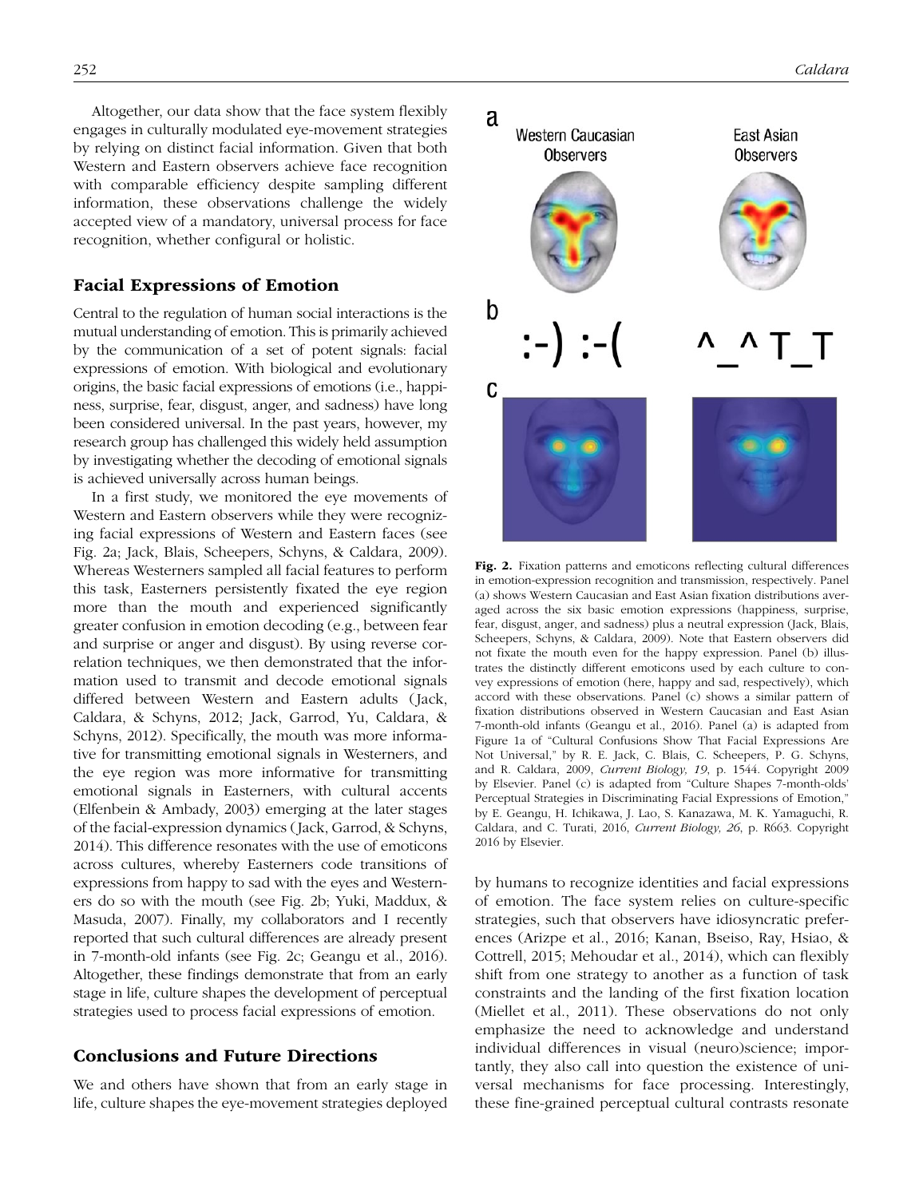Altogether, our data show that the face system flexibly engages in culturally modulated eye-movement strategies by relying on distinct facial information. Given that both Western and Eastern observers achieve face recognition with comparable efficiency despite sampling different information, these observations challenge the widely accepted view of a mandatory, universal process for face recognition, whether configural or holistic.

## Facial Expressions of Emotion

Central to the regulation of human social interactions is the mutual understanding of emotion. This is primarily achieved by the communication of a set of potent signals: facial expressions of emotion. With biological and evolutionary origins, the basic facial expressions of emotions (i.e., happiness, surprise, fear, disgust, anger, and sadness) have long been considered universal. In the past years, however, my research group has challenged this widely held assumption by investigating whether the decoding of emotional signals is achieved universally across human beings.

In a first study, we monitored the eye movements of Western and Eastern observers while they were recognizing facial expressions of Western and Eastern faces (see Fig. 2a; Jack, Blais, Scheepers, Schyns, & Caldara, 2009). Whereas Westerners sampled all facial features to perform this task, Easterners persistently fixated the eye region more than the mouth and experienced significantly greater confusion in emotion decoding (e.g., between fear and surprise or anger and disgust). By using reverse correlation techniques, we then demonstrated that the information used to transmit and decode emotional signals differed between Western and Eastern adults (Jack, Caldara, & Schyns, 2012; Jack, Garrod, Yu, Caldara, & Schyns, 2012). Specifically, the mouth was more informative for transmitting emotional signals in Westerners, and the eye region was more informative for transmitting emotional signals in Easterners, with cultural accents (Elfenbein & Ambady, 2003) emerging at the later stages of the facial-expression dynamics (Jack, Garrod, & Schyns, 2014). This difference resonates with the use of emoticons across cultures, whereby Easterners code transitions of expressions from happy to sad with the eyes and Westerners do so with the mouth (see Fig. 2b; Yuki, Maddux, & Masuda, 2007). Finally, my collaborators and I recently reported that such cultural differences are already present in 7-month-old infants (see Fig. 2c; Geangu et al., 2016). Altogether, these findings demonstrate that from an early stage in life, culture shapes the development of perceptual strategies used to process facial expressions of emotion.

**Fig. 2.** Fixation patterns and emoticons reflecting cultural differences in emotion-expression recognition and transmission, respectively. Panel (a) shows Western Caucasian and East Asian fixation distributions averaged across the six basic emotion expressions (happiness, surprise, fear, disgust, anger, and sadness) plus a neutral expression (Jack, Blais, Scheepers, Schyns, & Caldara, 2009). Note that Eastern observers did not fixate the mouth even for the happy expression. Panel (b) illustrates the distinctly different emoticons used by each culture to convey expressions of emotion (here, happy and sad, respectively), which accord with these observations. Panel (c) shows a similar pattern of fixation distributions observed in Western Caucasian and East Asian 7-month-old infants (Geangu et al., 2016). Panel (a) is adapted from Figure 1a of "Cultural Confusions Show That Facial Expressions Are Not Universal," by R. E. Jack, C. Blais, C. Scheepers, P. G. Schyns, and R. Caldara, 2009, *Current Biology, 19*, p. 1544. Copyright 2009 by Elsevier. Panel (c) is adapted from "Culture Shapes 7-month-olds' Perceptual Strategies in Discriminating Facial Expressions of Emotion," by E. Geangu, H. Ichikawa, J. Lao, S. Kanazawa, M. K. Yamaguchi, R. Caldara, and C. Turati, 2016, *Current Biology, 26*, p. R663. Copyright 2016 by Elsevier.

## Conclusions and Future Directions

We and others have shown that from an early stage in life, culture shapes the eye-movement strategies deployed by humans to recognize identities and facial expressions of emotion. The face system relies on culture-specific strategies, such that observers have idiosyncratic preferences (Arizpe et al., 2016; Kanan, Bseiso, Ray, Hsiao, & Cottrell, 2015; Mehoudar et al., 2014), which can flexibly shift from one strategy to another as a function of task constraints and the landing of the first fixation location (Miellet et al., 2011). These observations do not only emphasize the need to acknowledge and understand individual differences in visual (neuro)science; importantly, they also call into question the existence of universal mechanisms for face processing. Interestingly, these fine-grained perceptual cultural contrasts resonate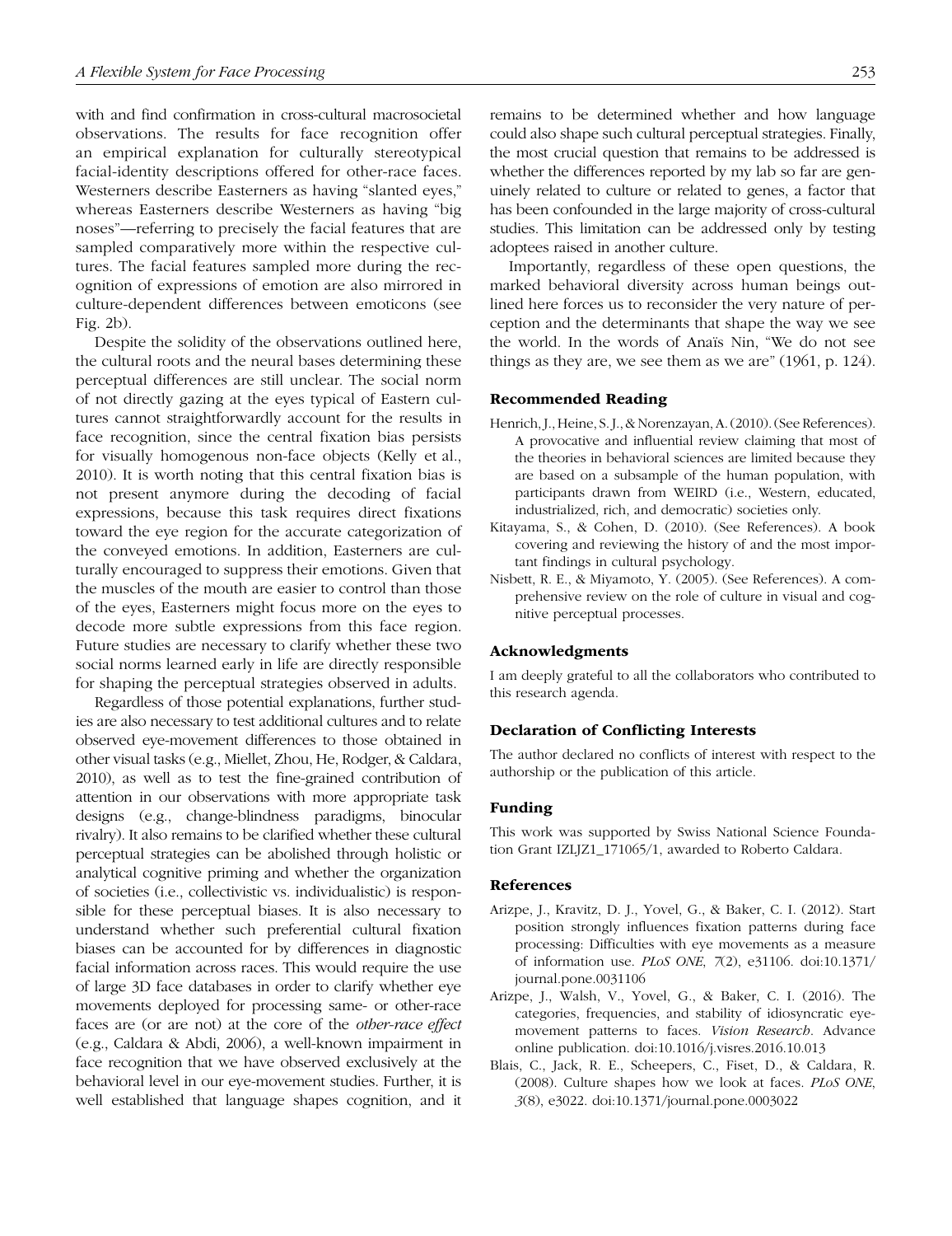with and find confirmation in cross-cultural macrosocietal observations. The results for face recognition offer an empirical explanation for culturally stereotypical facial-identity descriptions offered for other-race faces. Westerners describe Easterners as having "slanted eyes," whereas Easterners describe Westerners as having "big noses"—referring to precisely the facial features that are sampled comparatively more within the respective cultures. The facial features sampled more during the recognition of expressions of emotion are also mirrored in culture-dependent differences between emoticons (see Fig. 2b).

Despite the solidity of the observations outlined here, the cultural roots and the neural bases determining these perceptual differences are still unclear. The social norm of not directly gazing at the eyes typical of Eastern cultures cannot straightforwardly account for the results in face recognition, since the central fixation bias persists for visually homogenous non-face objects (Kelly et al., 2010). It is worth noting that this central fixation bias is not present anymore during the decoding of facial expressions, because this task requires direct fixations toward the eye region for the accurate categorization of the conveyed emotions. In addition, Easterners are culturally encouraged to suppress their emotions. Given that the muscles of the mouth are easier to control than those of the eyes, Easterners might focus more on the eyes to decode more subtle expressions from this face region. Future studies are necessary to clarify whether these two social norms learned early in life are directly responsible for shaping the perceptual strategies observed in adults.

Regardless of those potential explanations, further studies are also necessary to test additional cultures and to relate observed eye-movement differences to those obtained in other visual tasks (e.g., Miellet, Zhou, He, Rodger, & Caldara, 2010), as well as to test the fine-grained contribution of attention in our observations with more appropriate task designs (e.g., change-blindness paradigms, binocular rivalry). It also remains to be clarified whether these cultural perceptual strategies can be abolished through holistic or analytical cognitive priming and whether the organization of societies (i.e., collectivistic vs. individualistic) is responsible for these perceptual biases. It is also necessary to understand whether such preferential cultural fixation biases can be accounted for by differences in diagnostic facial information across races. This would require the use of large 3D face databases in order to clarify whether eye movements deployed for processing same- or other-race faces are (or are not) at the core of the *other-race effect* (e.g., Caldara & Abdi, 2006), a well-known impairment in face recognition that we have observed exclusively at the behavioral level in our eye-movement studies. Further, it is well established that language shapes cognition, and it remains to be determined whether and how language could also shape such cultural perceptual strategies. Finally, the most crucial question that remains to be addressed is whether the differences reported by my lab so far are genuinely related to culture or related to genes, a factor that has been confounded in the large majority of cross-cultural studies. This limitation can be addressed only by testing adoptees raised in another culture.

Importantly, regardless of these open questions, the marked behavioral diversity across human beings outlined here forces us to reconsider the very nature of perception and the determinants that shape the way we see the world. In the words of Anaïs Nin, "We do not see things as they are, we see them as we are" (1961, p. 124).

## Recommended Reading

Henrich, J., Heine, S. J., & Norenzayan, A. (2010). (See References). A provocative and influential review claiming that most of the theories in behavioral sciences are limited because they are based on a subsample of the human population, with participants drawn from WEIRD (i.e., Western, educated, industrialized, rich, and democratic) societies only.

Kitayama, S., & Cohen, D. (2010). (See References). A book covering and reviewing the history of and the most important findings in cultural psychology.

Nisbett, R. E., & Miyamoto, Y. (2005). (See References). A comprehensive review on the role of culture in visual and cognitive perceptual processes.

## Acknowledgments

I am deeply grateful to all the collaborators who contributed to this research agenda.

## Declaration of Conflicting Interests

The author declared no conflicts of interest with respect to the authorship or the publication of this article.

## Funding

This work was supported by Swiss National Science Foundation Grant IZLJZ1_171065/1, awarded to Roberto Caldara.

## References

Arizpe, J., Kravitz, D. J., Yovel, G., & Baker, C. I. (2012). Start position strongly influences fixation patterns during face processing: Difficulties with eye movements as a measure of information use. *PLoS ONE*, *7*(2), e31106. doi:10.1371/journal.pone.0031106

Arizpe, J., Walsh, V., Yovel, G., & Baker, C. I. (2016). The categories, frequencies, and stability of idiosyncratic eye-movement patterns to faces. *Vision Research*. Advance online publication. doi:10.1016/j.visres.2016.10.013

Blais, C., Jack, R. E., Scheepers, C., Fiset, D., & Caldara, R. (2008). Culture shapes how we look at faces. *PLoS ONE*, *3*(8), e3022. doi:10.1371/journal.pone.0003022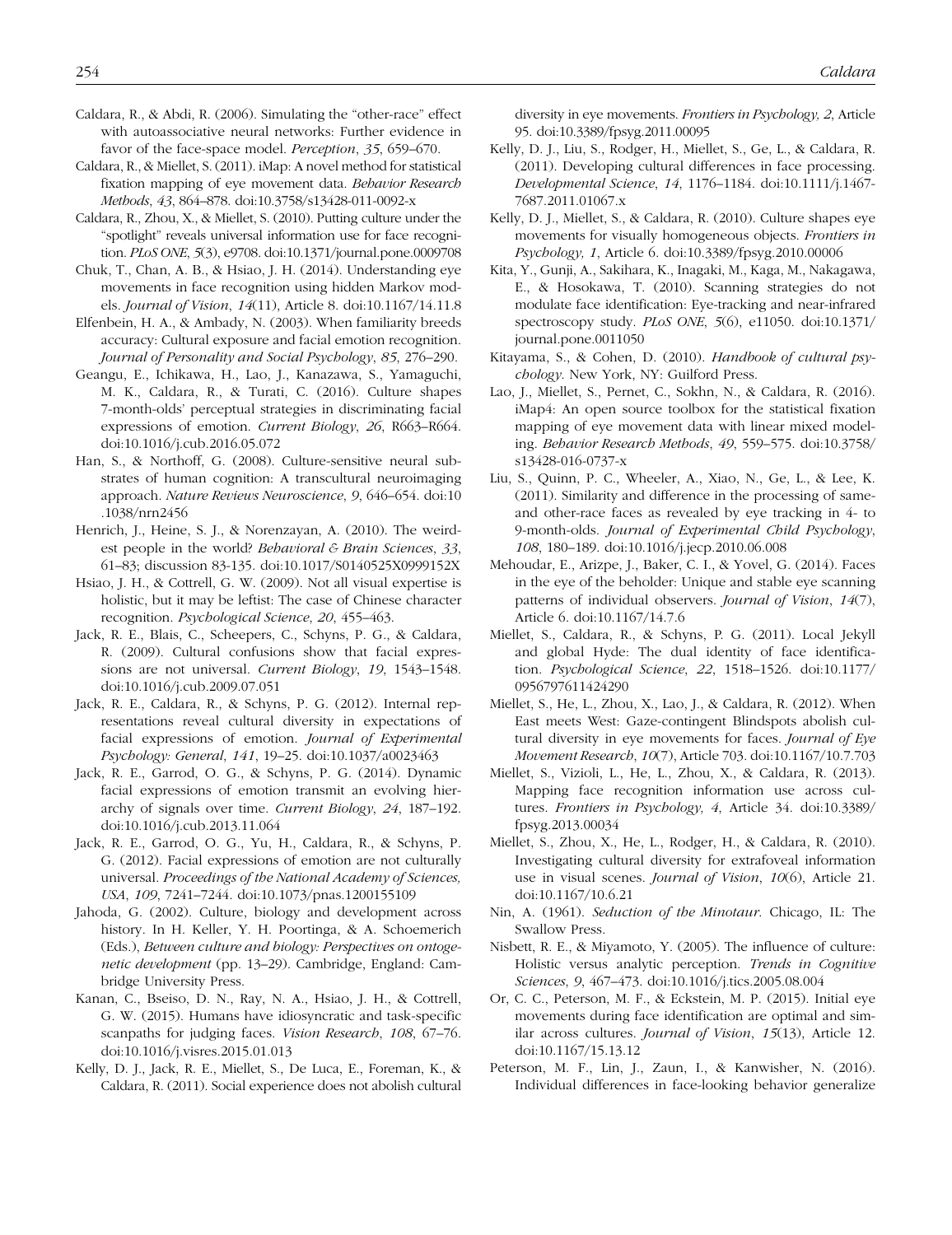Caldara, R., & Abdi, R. (2006). Simulating the "other-race" effect with autoassociative neural networks: Further evidence in favor of the face-space model. *Perception*, *35*, 659–670.

Caldara, R., & Miellet, S. (2011). iMap: A novel method for statistical fixation mapping of eye movement data. *Behavior Research Methods*, *43*, 864–878. doi:10.3758/s13428-011-0092-x

Caldara, R., Zhou, X., & Miellet, S. (2010). Putting culture under the "spotlight" reveals universal information use for face recognition. *PLoS ONE*, *5*(3), e9708. doi:10.1371/journal.pone.0009708

Chuk, T., Chan, A. B., & Hsiao, J. H. (2014). Understanding eye movements in face recognition using hidden Markov models. *Journal of Vision*, *14*(11), Article 8. doi:10.1167/14.11.8

Elfenbein, H. A., & Ambady, N. (2003). When familiarity breeds accuracy: Cultural exposure and facial emotion recognition. *Journal of Personality and Social Psychology*, *85*, 276–290.

Geangu, E., Ichikawa, H., Lao, J., Kanazawa, S., Yamaguchi, M. K., Caldara, R., & Turati, C. (2016). Culture shapes 7-month-olds' perceptual strategies in discriminating facial expressions of emotion. *Current Biology*, *26*, R663–R664. doi:10.1016/j.cub.2016.05.072

Han, S., & Northoff, G. (2008). Culture-sensitive neural substrates of human cognition: A transcultural neuroimaging approach. *Nature Reviews Neuroscience*, *9*, 646–654. doi:10.1038/nrn2456

Henrich, J., Heine, S. J., & Norenzayan, A. (2010). The weirdest people in the world? *Behavioral & Brain Sciences*, *33*, 61–83; discussion 83-135. doi:10.1017/S0140525X0999152X

Hsiao, J. H., & Cottrell, G. W. (2009). Not all visual expertise is holistic, but it may be leftist: The case of Chinese character recognition. *Psychological Science*, *20*, 455–463.

Jack, R. E., Blais, C., Scheepers, C., Schyns, P. G., & Caldara, R. (2009). Cultural confusions show that facial expressions are not universal. *Current Biology*, *19*, 1543–1548. doi:10.1016/j.cub.2009.07.051

Jack, R. E., Caldara, R., & Schyns, P. G. (2012). Internal representations reveal cultural diversity in expectations of facial expressions of emotion. *Journal of Experimental Psychology: General*, *141*, 19–25. doi:10.1037/a0023463

Jack, R. E., Garrod, O. G., & Schyns, P. G. (2014). Dynamic facial expressions of emotion transmit an evolving hierarchy of signals over time. *Current Biology*, *24*, 187–192. doi:10.1016/j.cub.2013.11.064

Jack, R. E., Garrod, O. G., Yu, H., Caldara, R., & Schyns, P. G. (2012). Facial expressions of emotion are not culturally universal. *Proceedings of the National Academy of Sciences, USA*, *109*, 7241–7244. doi:10.1073/pnas.1200155109

Jahoda, G. (2002). Culture, biology and development across history. In H. Keller, Y. H. Poortinga, & A. Schoemerich (Eds.), *Between culture and biology: Perspectives on ontogenetic development* (pp. 13–29). Cambridge, England: Cambridge University Press.

Kanan, C., Bseiso, D. N., Ray, N. A., Hsiao, J. H., & Cottrell, G. W. (2015). Humans have idiosyncratic and task-specific scanpaths for judging faces. *Vision Research*, *108*, 67–76. doi:10.1016/j.visres.2015.01.013

Kelly, D. J., Jack, R. E., Miellet, S., De Luca, E., Foreman, K., & Caldara, R. (2011). Social experience does not abolish cultural diversity in eye movements. *Frontiers in Psychology, 2*, Article 95. doi:10.3389/fpsyg.2011.00095

Kelly, D. J., Liu, S., Rodger, H., Miellet, S., Ge, L., & Caldara, R. (2011). Developing cultural differences in face processing. *Developmental Science*, *14*, 1176–1184. doi:10.1111/j.1467-7687.2011.01067.x

Kelly, D. J., Miellet, S., & Caldara, R. (2010). Culture shapes eye movements for visually homogeneous objects. *Frontiers in Psychology, 1*, Article 6. doi:10.3389/fpsyg.2010.00006

Kita, Y., Gunji, A., Sakihara, K., Inagaki, M., Kaga, M., Nakagawa, E., & Hosokawa, T. (2010). Scanning strategies do not modulate face identification: Eye-tracking and near-infrared spectroscopy study. *PLoS ONE*, *5*(6), e11050. doi:10.1371/journal.pone.0011050

Kitayama, S., & Cohen, D. (2010). *Handbook of cultural psychology*. New York, NY: Guilford Press.

Lao, J., Miellet, S., Pernet, C., Sokhn, N., & Caldara, R. (2016). iMap4: An open source toolbox for the statistical fixation mapping of eye movement data with linear mixed modeling. *Behavior Research Methods*, *49*, 559–575. doi:10.3758/s13428-016-0737-x

Liu, S., Quinn, P. C., Wheeler, A., Xiao, N., Ge, L., & Lee, K. (2011). Similarity and difference in the processing of same- and other-race faces as revealed by eye tracking in 4- to 9-month-olds. *Journal of Experimental Child Psychology*, *108*, 180–189. doi:10.1016/j.jecp.2010.06.008

Mehoudar, E., Arizpe, J., Baker, C. I., & Yovel, G. (2014). Faces in the eye of the beholder: Unique and stable eye scanning patterns of individual observers. *Journal of Vision*, *14*(7), Article 6. doi:10.1167/14.7.6

Miellet, S., Caldara, R., & Schyns, P. G. (2011). Local Jekyll and global Hyde: The dual identity of face identification. *Psychological Science*, *22*, 1518–1526. doi:10.1177/0956797611424290

Miellet, S., He, L., Zhou, X., Lao, J., & Caldara, R. (2012). When East meets West: Gaze-contingent Blindspots abolish cultural diversity in eye movements for faces. *Journal of Eye Movement Research*, *10*(7), Article 703. doi:10.1167/10.7.703

Miellet, S., Vizioli, L., He, L., Zhou, X., & Caldara, R. (2013). Mapping face recognition information use across cultures. *Frontiers in Psychology, 4*, Article 34. doi:10.3389/fpsyg.2013.00034

Miellet, S., Zhou, X., He, L., Rodger, H., & Caldara, R. (2010). Investigating cultural diversity for extrafoveal information use in visual scenes. *Journal of Vision*, *10*(6), Article 21. doi:10.1167/10.6.21

Nin, A. (1961). *Seduction of the Minotaur*. Chicago, IL: The Swallow Press.

Nisbett, R. E., & Miyamoto, Y. (2005). The influence of culture: Holistic versus analytic perception. *Trends in Cognitive Sciences*, *9*, 467–473. doi:10.1016/j.tics.2005.08.004

Or, C. C., Peterson, M. F., & Eckstein, M. P. (2015). Initial eye movements during face identification are optimal and similar across cultures. *Journal of Vision*, *15*(13), Article 12. doi:10.1167/15.13.12

Peterson, M. F., Lin, J., Zaun, I., & Kanwisher, N. (2016). Individual differences in face-looking behavior generalize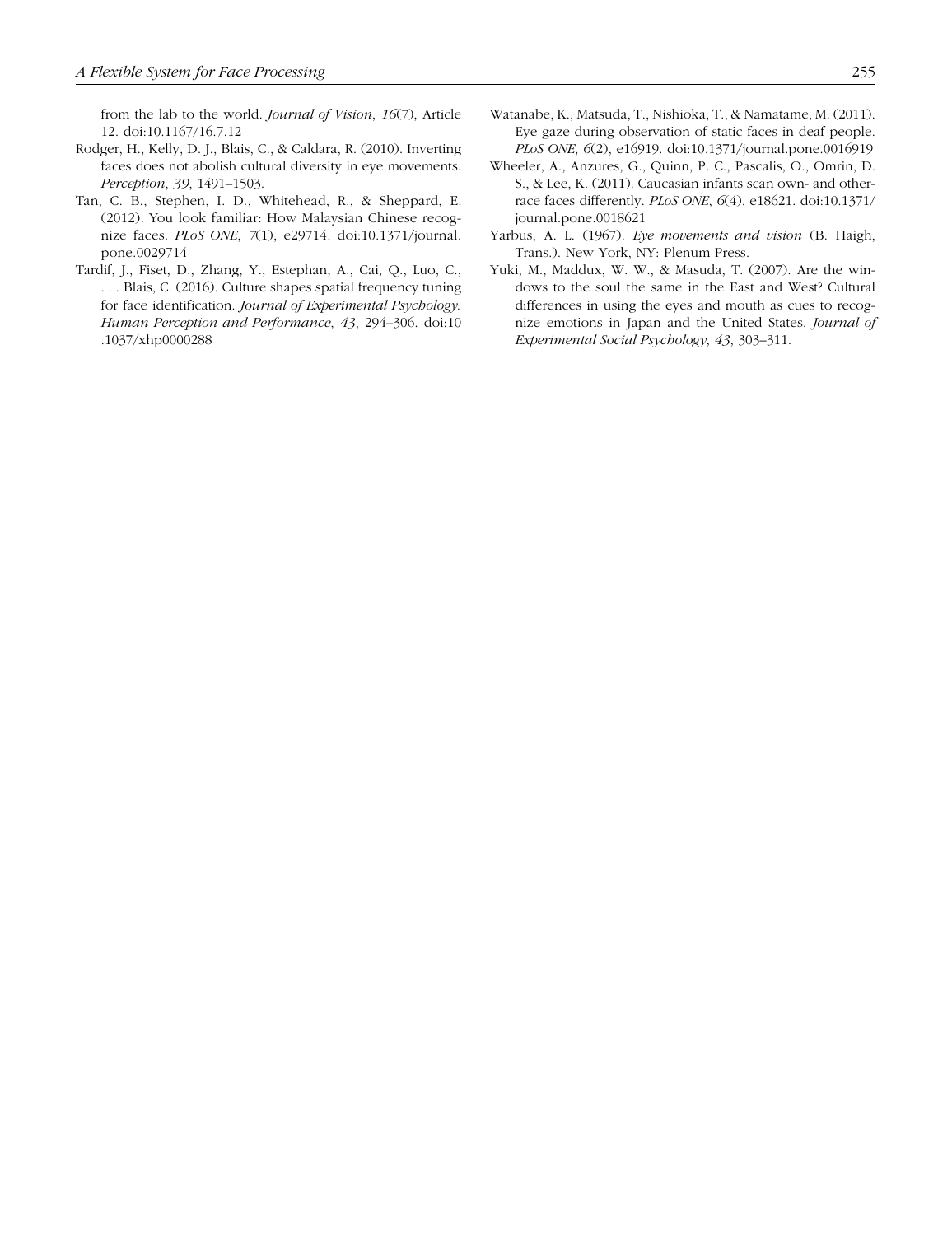from the lab to the world. *Journal of Vision*, *16*(7), Article 12. doi:10.1167/16.7.12

Rodger, H., Kelly, D. J., Blais, C., & Caldara, R. (2010). Inverting faces does not abolish cultural diversity in eye movements. *Perception*, *39*, 1491–1503.

Tan, C. B., Stephen, I. D., Whitehead, R., & Sheppard, E. (2012). You look familiar: How Malaysian Chinese recognize faces. *PLoS ONE*, *7*(1), e29714. doi:10.1371/journal.pone.0029714

Tardif, J., Fiset, D., Zhang, Y., Estephan, A., Cai, Q., Luo, C., . . . Blais, C. (2016). Culture shapes spatial frequency tuning for face identification. *Journal of Experimental Psychology: Human Perception and Performance*, *43*, 294–306. doi:10.1037/xhp0000288

Watanabe, K., Matsuda, T., Nishioka, T., & Namatame, M. (2011). Eye gaze during observation of static faces in deaf people. *PLoS ONE*, *6*(2), e16919. doi:10.1371/journal.pone.0016919

Wheeler, A., Anzures, G., Quinn, P. C., Pascalis, O., Omrin, D. S., & Lee, K. (2011). Caucasian infants scan own- and other-race faces differently. *PLoS ONE*, *6*(4), e18621. doi:10.1371/journal.pone.0018621

Yarbus, A. L. (1967). *Eye movements and vision* (B. Haigh, Trans.). New York, NY: Plenum Press.

Yuki, M., Maddux, W. W., & Masuda, T. (2007). Are the windows to the soul the same in the East and West? Cultural differences in using the eyes and mouth as cues to recognize emotions in Japan and the United States. *Journal of Experimental Social Psychology*, *43*, 303–311.